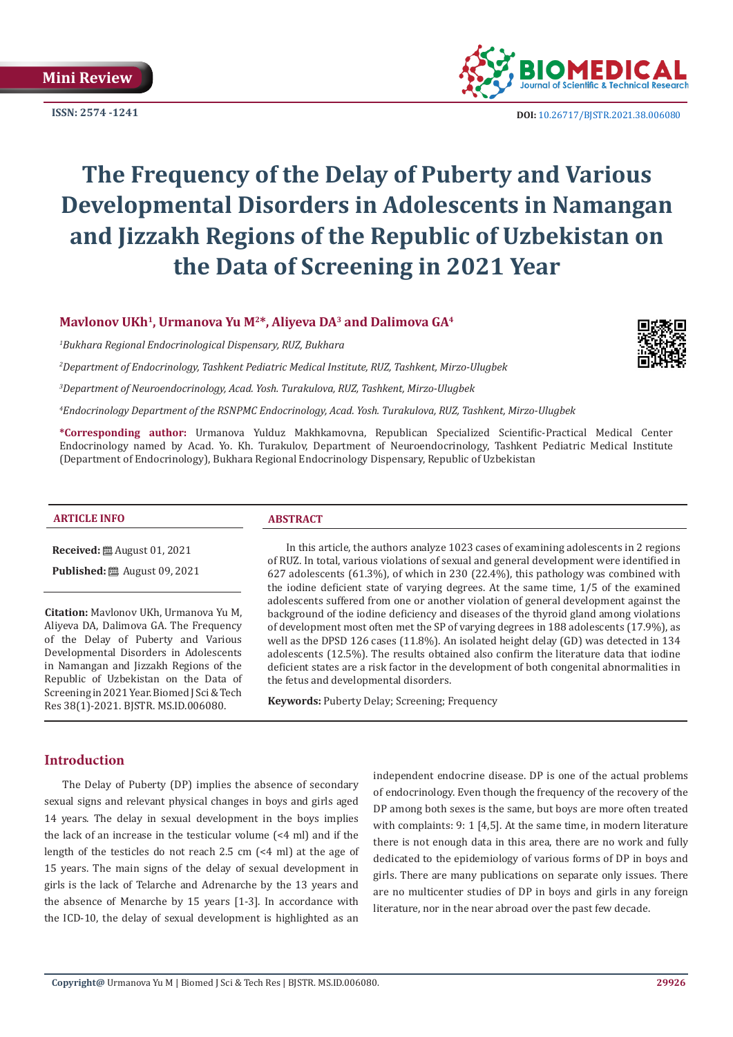Mini Review

ISSN: 2574 -1241

DOI: 10.26717/BJSTR.2021.38.006080

# The Frequency of the Delay of Puberty and Various Developmental Disorders in Adolescents in Namangan and Jizzakh Regions of the Republic of Uzbekistan on the Data of Screening in 2021 Year

**Mavlonov UKh[1], Urmanova Yu M[2]*, Aliyeva DA[3] and Dalimova GA[4]**

[1]*Bukhara Regional Endocrinological Dispensary, RUZ, Bukhara*

[2]*Department of Endocrinology, Tashkent Pediatric Medical Institute, RUZ, Tashkent, Mirzo-Ulugbek*

[3]*Department of Neuroendocrinology, Acad. Yosh. Turakulova, RUZ, Tashkent, Mirzo-Ulugbek*

[4]*Endocrinology Department of the RSNPMC Endocrinology, Acad. Yosh. Turakulova, RUZ, Tashkent, Mirzo-Ulugbek*

**\*Corresponding author:** Urmanova Yulduz Makhkamovna, Republican Specialized Scientific-Practical Medical Center Endocrinology named by Acad. Yo. Kh. Turakulov, Department of Neuroendocrinology, Tashkent Pediatric Medical Institute (Department of Endocrinology), Bukhara Regional Endocrinology Dispensary, Republic of Uzbekistan

### ARTICLE INFO

**Received:** August 01, 2021

**Published:** August 09, 2021

**Citation:** Mavlonov UKh, Urmanova Yu M, Aliyeva DA, Dalimova GA. The Frequency of the Delay of Puberty and Various Developmental Disorders in Adolescents in Namangan and Jizzakh Regions of the Republic of Uzbekistan on the Data of Screening in 2021 Year. Biomed J Sci & Tech Res 38(1)-2021. BJSTR. MS.ID.006080.

### ABSTRACT

In this article, the authors analyze 1023 cases of examining adolescents in 2 regions of RUZ. In total, various violations of sexual and general development were identified in 627 adolescents (61.3%), of which in 230 (22.4%), this pathology was combined with the iodine deficient state of varying degrees. At the same time, 1/5 of the examined adolescents suffered from one or another violation of general development against the background of the iodine deficiency and diseases of the thyroid gland among violations of development most often met the SP of varying degrees in 188 adolescents (17.9%), as well as the DPSD 126 cases (11.8%). An isolated height delay (GD) was detected in 134 adolescents (12.5%). The results obtained also confirm the literature data that iodine deficient states are a risk factor in the development of both congenital abnormalities in the fetus and developmental disorders.

**Keywords:** Puberty Delay; Screening; Frequency

## Introduction

The Delay of Puberty (DP) implies the absence of secondary sexual signs and relevant physical changes in boys and girls aged 14 years. The delay in sexual development in the boys implies the lack of an increase in the testicular volume (<4 ml) and if the length of the testicles do not reach 2.5 cm (<4 ml) at the age of 15 years. The main signs of the delay of sexual development in girls is the lack of Telarche and Adrenarche by the 13 years and the absence of Menarche by 15 years [1-3]. In accordance with the ICD-10, the delay of sexual development is highlighted as an independent endocrine disease. DP is one of the actual problems of endocrinology. Even though the frequency of the recovery of the DP among both sexes is the same, but boys are more often treated with complaints: 9: 1 [4,5]. At the same time, in modern literature there is not enough data in this area, there are no work and fully dedicated to the epidemiology of various forms of DP in boys and girls. There are many publications on separate only issues. There are no multicenter studies of DP in boys and girls in any foreign literature, nor in the near abroad over the past few decade.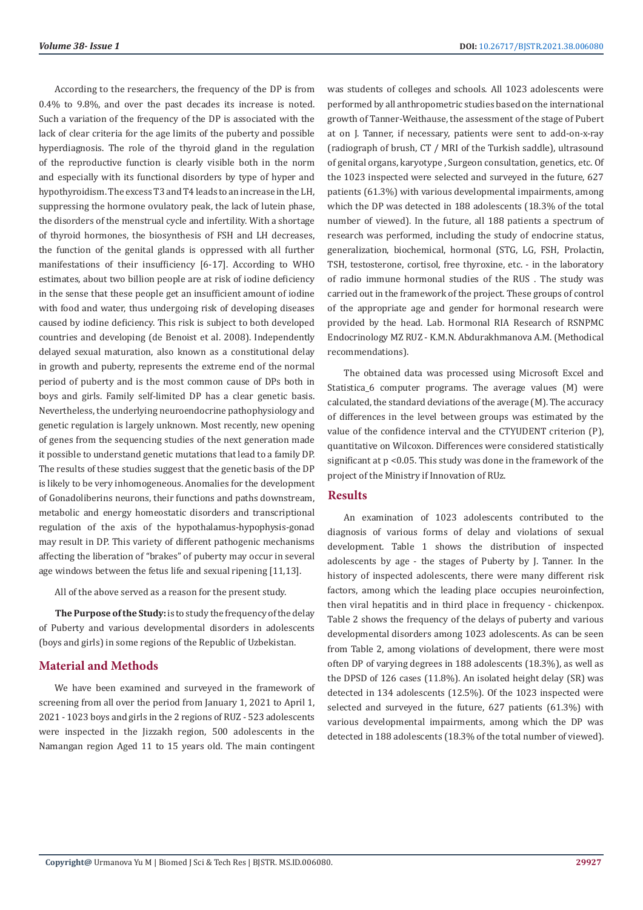According to the researchers, the frequency of the DP is from 0.4% to 9.8%, and over the past decades its increase is noted. Such a variation of the frequency of the DP is associated with the lack of clear criteria for the age limits of the puberty and possible hyperdiagnosis. The role of the thyroid gland in the regulation of the reproductive function is clearly visible both in the norm and especially with its functional disorders by type of hyper and hypothyroidism. The excess T3 and T4 leads to an increase in the LH, suppressing the hormone ovulatory peak, the lack of lutein phase, the disorders of the menstrual cycle and infertility. With a shortage of thyroid hormones, the biosynthesis of FSH and LH decreases, the function of the genital glands is oppressed with all further manifestations of their insufficiency [6-17]. According to WHO estimates, about two billion people are at risk of iodine deficiency in the sense that these people get an insufficient amount of iodine with food and water, thus undergoing risk of developing diseases caused by iodine deficiency. This risk is subject to both developed countries and developing (de Benoist et al. 2008). Independently delayed sexual maturation, also known as a constitutional delay in growth and puberty, represents the extreme end of the normal period of puberty and is the most common cause of DPs both in boys and girls. Family self-limited DP has a clear genetic basis. Nevertheless, the underlying neuroendocrine pathophysiology and genetic regulation is largely unknown. Most recently, new opening of genes from the sequencing studies of the next generation made it possible to understand genetic mutations that lead to a family DP. The results of these studies suggest that the genetic basis of the DP is likely to be very inhomogeneous. Anomalies for the development of Gonadoliberins neurons, their functions and paths downstream, metabolic and energy homeostatic disorders and transcriptional regulation of the axis of the hypothalamus-hypophysis-gonad may result in DP. This variety of different pathogenic mechanisms affecting the liberation of "brakes" of puberty may occur in several age windows between the fetus life and sexual ripening [11,13].

All of the above served as a reason for the present study.

**The Purpose of the Study:** is to study the frequency of the delay of Puberty and various developmental disorders in adolescents (boys and girls) in some regions of the Republic of Uzbekistan.

## Material and Methods

We have been examined and surveyed in the framework of screening from all over the period from January 1, 2021 to April 1, 2021 - 1023 boys and girls in the 2 regions of RUZ - 523 adolescents were inspected in the Jizzakh region, 500 adolescents in the Namangan region Aged 11 to 15 years old. The main contingent was students of colleges and schools. All 1023 adolescents were performed by all anthropometric studies based on the international growth of Tanner-Weithause, the assessment of the stage of Pubert at on J. Tanner, if necessary, patients were sent to add-on-x-ray (radiograph of brush, CT / MRI of the Turkish saddle), ultrasound of genital organs, karyotype , Surgeon consultation, genetics, etc. Of the 1023 inspected were selected and surveyed in the future, 627 patients (61.3%) with various developmental impairments, among which the DP was detected in 188 adolescents (18.3% of the total number of viewed). In the future, all 188 patients a spectrum of research was performed, including the study of endocrine status, generalization, biochemical, hormonal (STG, LG, FSH, Prolactin, TSH, testosterone, cortisol, free thyroxine, etc. - in the laboratory of radio immune hormonal studies of the RUS . The study was carried out in the framework of the project. These groups of control of the appropriate age and gender for hormonal research were provided by the head. Lab. Hormonal RIA Research of RSNPMC Endocrinology MZ RUZ - K.M.N. Abdurakhmanova A.M. (Methodical recommendations).

The obtained data was processed using Microsoft Excel and Statistica_6 computer programs. The average values (M) were calculated, the standard deviations of the average (M). The accuracy of differences in the level between groups was estimated by the value of the confidence interval and the CTYUDENT criterion (P), quantitative on Wilcoxon. Differences were considered statistically significant at $p < 0.05$. This study was done in the framework of the project of the Ministry if Innovation of RUz.

## Results

An examination of 1023 adolescents contributed to the diagnosis of various forms of delay and violations of sexual development. Table 1 shows the distribution of inspected adolescents by age - the stages of Puberty by J. Tanner. In the history of inspected adolescents, there were many different risk factors, among which the leading place occupies neuroinfection, then viral hepatitis and in third place in frequency - chickenpox. Table 2 shows the frequency of the delays of puberty and various developmental disorders among 1023 adolescents. As can be seen from Table 2, among violations of development, there were most often DP of varying degrees in 188 adolescents (18.3%), as well as the DPSD of 126 cases (11.8%). An isolated height delay (SR) was detected in 134 adolescents (12.5%). Of the 1023 inspected were selected and surveyed in the future, 627 patients (61.3%) with various developmental impairments, among which the DP was detected in 188 adolescents (18.3% of the total number of viewed).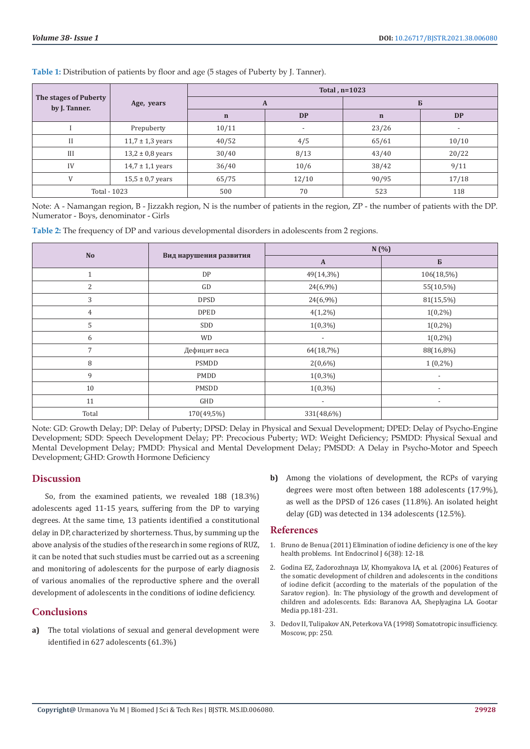**Table 1:** Distribution of patients by floor and age (5 stages of Puberty by J. Tanner).

| The stages of Puberty by J. Tanner. | Age, years | Total , n=1023 | | | |
|---|---|---|---|---|---|
| | | A | | Б | |
| | | n | DP | n | DP |
| I | Prepuberty | 10/11 | - | 23/26 | - |
| II | 11,7 ± 1,3 years | 40/52 | 4/5 | 65/61 | 10/10 |
| III | 13,2 ± 0,8 years | 30/40 | 8/13 | 43/40 | 20/22 |
| IV | 14,7 ± 1,1 years | 36/40 | 10/6 | 38/42 | 9/11 |
| V | 15,5 ± 0,7 years | 65/75 | 12/10 | 90/95 | 17/18 |
| Total - 1023 | | 500 | 70 | 523 | 118 |

Note: A - Namangan region, B - Jizzakh region, N is the number of patients in the region, ZP - the number of patients with the DP. Numerator - Boys, denominator - Girls

**Table 2:** The frequency of DP and various developmental disorders in adolescents from 2 regions.

| No | Вид нарушения развития | N (%) | |
|---|---|---|---|
| | | A | Б |
| 1 | DP | 49(14,3%) | 106(18,5%) |
| 2 | GD | 24(6,9%) | 55(10,5%) |
| 3 | DPSD | 24(6,9%) | 81(15,5%) |
| 4 | DPED | 4(1,2%) | 1(0,2%) |
| 5 | SDD | 1(0,3%) | 1(0,2%) |
| 6 | WD | - | 1(0,2%) |
| 7 | Дефицит веса | 64(18,7%) | 88(16,8%) |
| 8 | PSMDD | 2(0,6%) | 1 (0,2%) |
| 9 | PMDD | 1(0,3%) | - |
| 10 | PMSDD | 1(0,3%) | - |
| 11 | GHD | - | - |
| Total | 170(49,5%) | 331(48,6%) | |

Note: GD: Growth Delay; DP: Delay of Puberty; DPSD: Delay in Physical and Sexual Development; DPED: Delay of Psycho-Engine Development; SDD: Speech Development Delay; PP: Precocious Puberty; WD: Weight Deficiency; PSMDD: Physical Sexual and Mental Development Delay; PMDD: Physical and Mental Development Delay; PMSDD: A Delay in Psycho-Motor and Speech Development; GHD: Growth Hormone Deficiency

## Discussion

So, from the examined patients, we revealed 188 (18.3%) adolescents aged 11-15 years, suffering from the DP to varying degrees. At the same time, 13 patients identified a constitutional delay in DP, characterized by shorterness. Thus, by summing up the above analysis of the studies of the research in some regions of RUZ, it can be noted that such studies must be carried out as a screening and monitoring of adolescents for the purpose of early diagnosis of various anomalies of the reproductive sphere and the overall development of adolescents in the conditions of iodine deficiency.

## Conclusions

a) The total violations of sexual and general development were identified in 627 adolescents (61.3%)

b) Among the violations of development, the RCPs of varying degrees were most often between 188 adolescents (17.9%), as well as the DPSD of 126 cases (11.8%). An isolated height delay (GD) was detected in 134 adolescents (12.5%).

## References

1. Bruno de Benua (2011) Elimination of iodine deficiency is one of the key health problems. Int Endocrinol J 6(38): 12-18.
2. Godina EZ, Zadorozhnaya LV, Khomyakova IA, et al. (2006) Features of the somatic development of children and adolescents in the conditions of iodine deficit (according to the materials of the population of the Saratov region). In: The physiology of the growth and development of children and adolescents. Eds: Baranova AA, Sheplyagina LA. Gootar Media pp.181-231.
3. Dedov II, Tulipakov AN, Peterkova VA (1998) Somatotropic insufficiency. Moscow, pp: 250.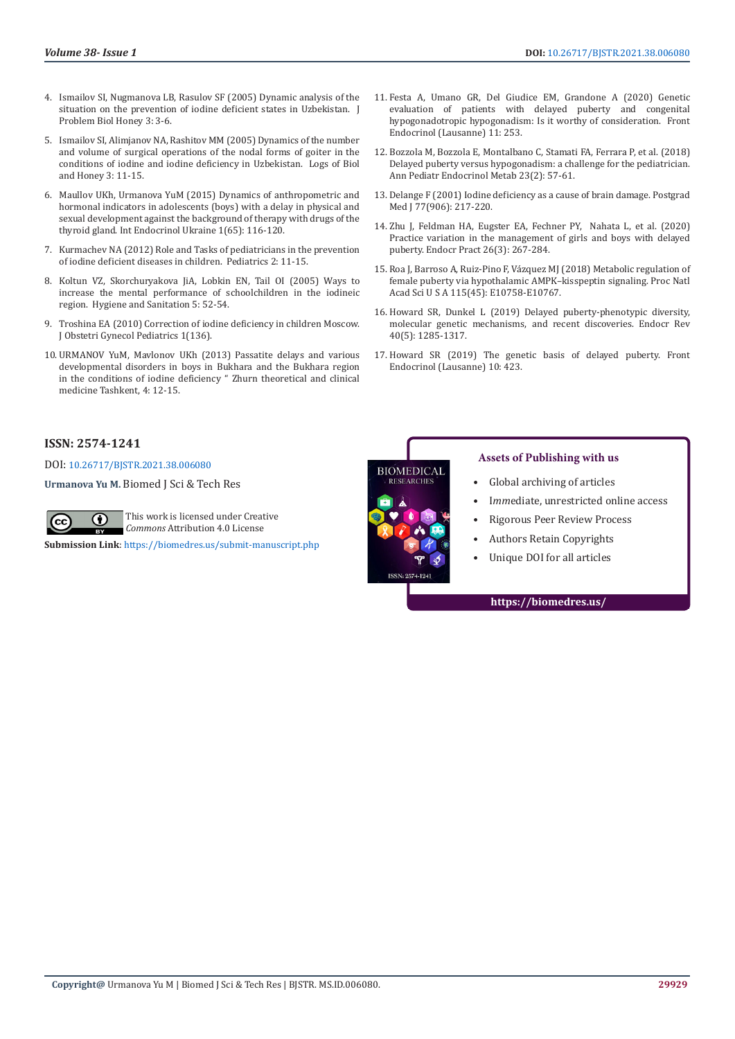4. Ismailov SI, Nugmanova LB, Rasulov SF (2005) Dynamic analysis of the situation on the prevention of iodine deficient states in Uzbekistan. J Problem Biol Honey 3: 3-6.
5. Ismailov SI, Alimjanov NA, Rashitov MM (2005) Dynamics of the number and volume of surgical operations of the nodal forms of goiter in the conditions of iodine and iodine deficiency in Uzbekistan. Logs of Biol and Honey 3: 11-15.
6. Maullov UKh, Urmanova YuM (2015) Dynamics of anthropometric and hormonal indicators in adolescents (boys) with a delay in physical and sexual development against the background of therapy with drugs of the thyroid gland. Int Endocrinol Ukraine 1(65): 116-120.
7. Kurmachev NA (2012) Role and Tasks of pediatricians in the prevention of iodine deficient diseases in children. Pediatrics 2: 11-15.
8. Koltun VZ, Skorchuryakova JiA, Lobkin EN, Tail OI (2005) Ways to increase the mental performance of schoolchildren in the iodineic region. Hygiene and Sanitation 5: 52-54.
9. Troshina EA (2010) Correction of iodine deficiency in children Moscow. J Obstetri Gynecol Pediatrics 1(136).
10. URMANOV YuM, Mavlonov UKh (2013) Passatite delays and various developmental disorders in boys in Bukhara and the Bukhara region in the conditions of iodine deficiency " Zhurn theoretical and clinical medicine Tashkent, 4: 12-15.
11. Festa A, Umano GR, Del Giudice EM, Grandone A (2020) Genetic evaluation of patients with delayed puberty and congenital hypogonadotropic hypogonadism: Is it worthy of consideration. Front Endocrinol (Lausanne) 11: 253.
12. Bozzola M, Bozzola E, Montalbano C, Stamati FA, Ferrara P, et al. (2018) Delayed puberty versus hypogonadism: a challenge for the pediatrician. Ann Pediatr Endocrinol Metab 23(2): 57-61.
13. Delange F (2001) Iodine deficiency as a cause of brain damage. Postgrad Med J 77(906): 217-220.
14. Zhu J, Feldman HA, Eugster EA, Fechner PY, Nahata L, et al. (2020) Practice variation in the management of girls and boys with delayed puberty. Endocr Pract 26(3): 267-284.
15. Roa J, Barroso A, Ruiz-Pino F, Vázquez MJ (2018) Metabolic regulation of female puberty via hypothalamic AMPK–kisspeptin signaling. Proc Natl Acad Sci U S A 115(45): E10758-E10767.
16. Howard SR, Dunkel L (2019) Delayed puberty-phenotypic diversity, molecular genetic mechanisms, and recent discoveries. Endocr Rev 40(5): 1285-1317.
17. Howard SR (2019) The genetic basis of delayed puberty. Front Endocrinol (Lausanne) 10: 423.

**ISSN: 2574-1241**

DOI: 10.26717/BJSTR.2021.38.006080

**Urmanova Yu M.** Biomed J Sci & Tech Res

This work is licensed under Creative *Commons* Attribution 4.0 License

**Submission Link**: https://biomedres.us/submit-manuscript.php

**Assets of Publishing with us**

- Global archiving of articles
- Immediate, unrestricted online access
- Rigorous Peer Review Process
- Authors Retain Copyrights
- Unique DOI for all articles

**https://biomedres.us/**